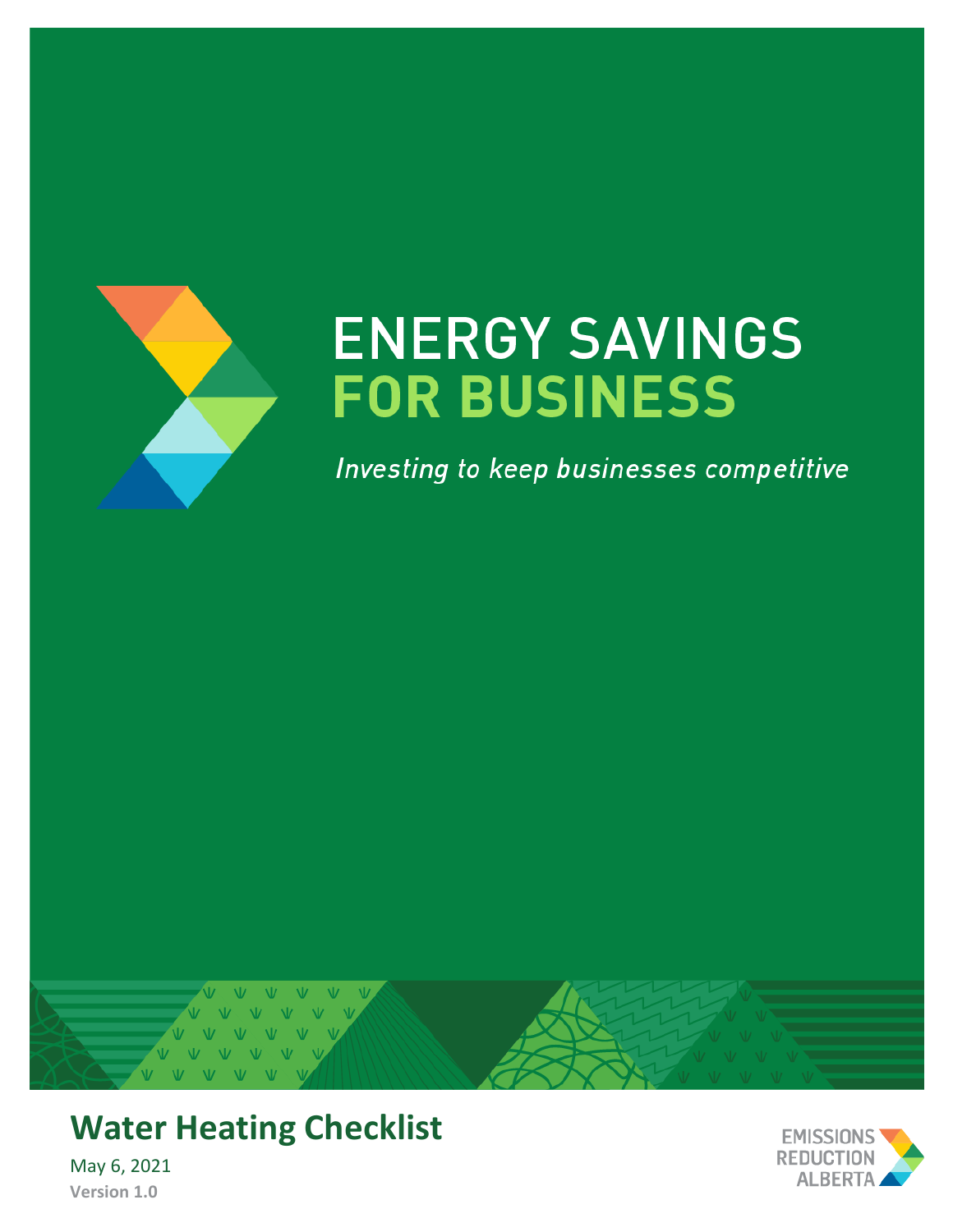# ENERGY SAVINGS FOR BUSINESS

*Investing to keep businesses competitive*

## Water Heating Checklist

May 6, 2021

**Version 1.0**

EMISSIONS REDUCTION ALBERTA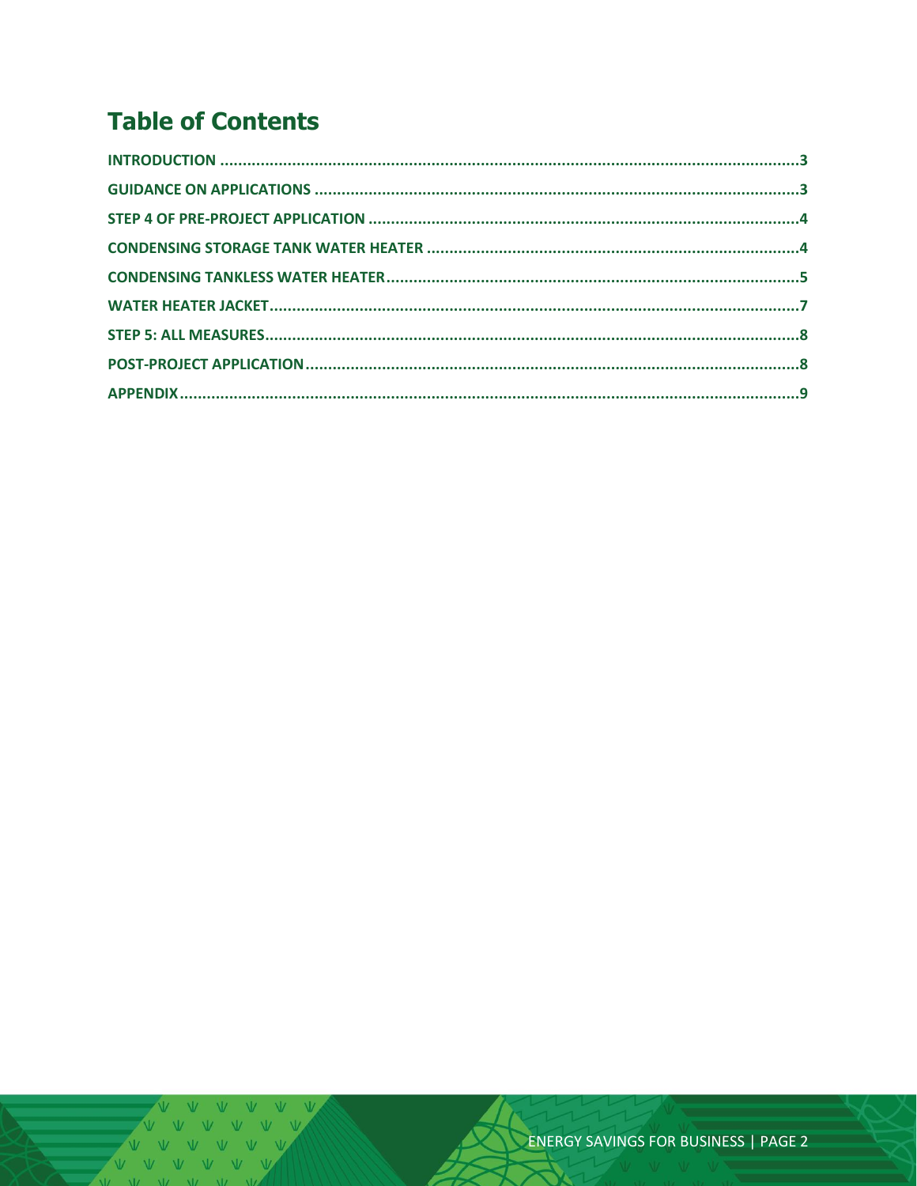# Table of Contents

| | |
|---|---|
| INTRODUCTION | 3 |
| GUIDANCE ON APPLICATIONS | 3 |
| STEP 4 OF PRE-PROJECT APPLICATION | 4 |
| CONDENSING STORAGE TANK WATER HEATER | 4 |
| CONDENSING TANKLESS WATER HEATER | 5 |
| WATER HEATER JACKET | 7 |
| STEP 5: ALL MEASURES | 8 |
| POST-PROJECT APPLICATION | 8 |
| APPENDIX | 9 |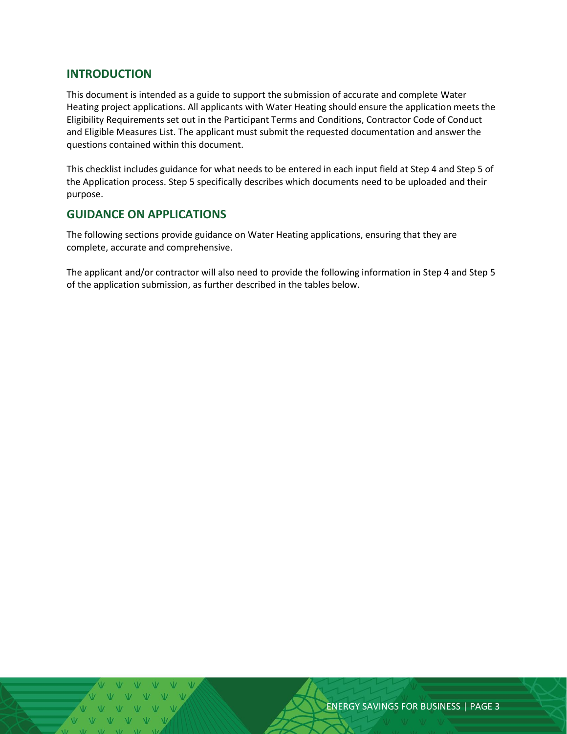## INTRODUCTION

This document is intended as a guide to support the submission of accurate and complete Water Heating project applications. All applicants with Water Heating should ensure the application meets the Eligibility Requirements set out in the Participant Terms and Conditions, Contractor Code of Conduct and Eligible Measures List. The applicant must submit the requested documentation and answer the questions contained within this document.

This checklist includes guidance for what needs to be entered in each input field at Step 4 and Step 5 of the Application process. Step 5 specifically describes which documents need to be uploaded and their purpose.

## GUIDANCE ON APPLICATIONS

The following sections provide guidance on Water Heating applications, ensuring that they are complete, accurate and comprehensive.

The applicant and/or contractor will also need to provide the following information in Step 4 and Step 5 of the application submission, as further described in the tables below.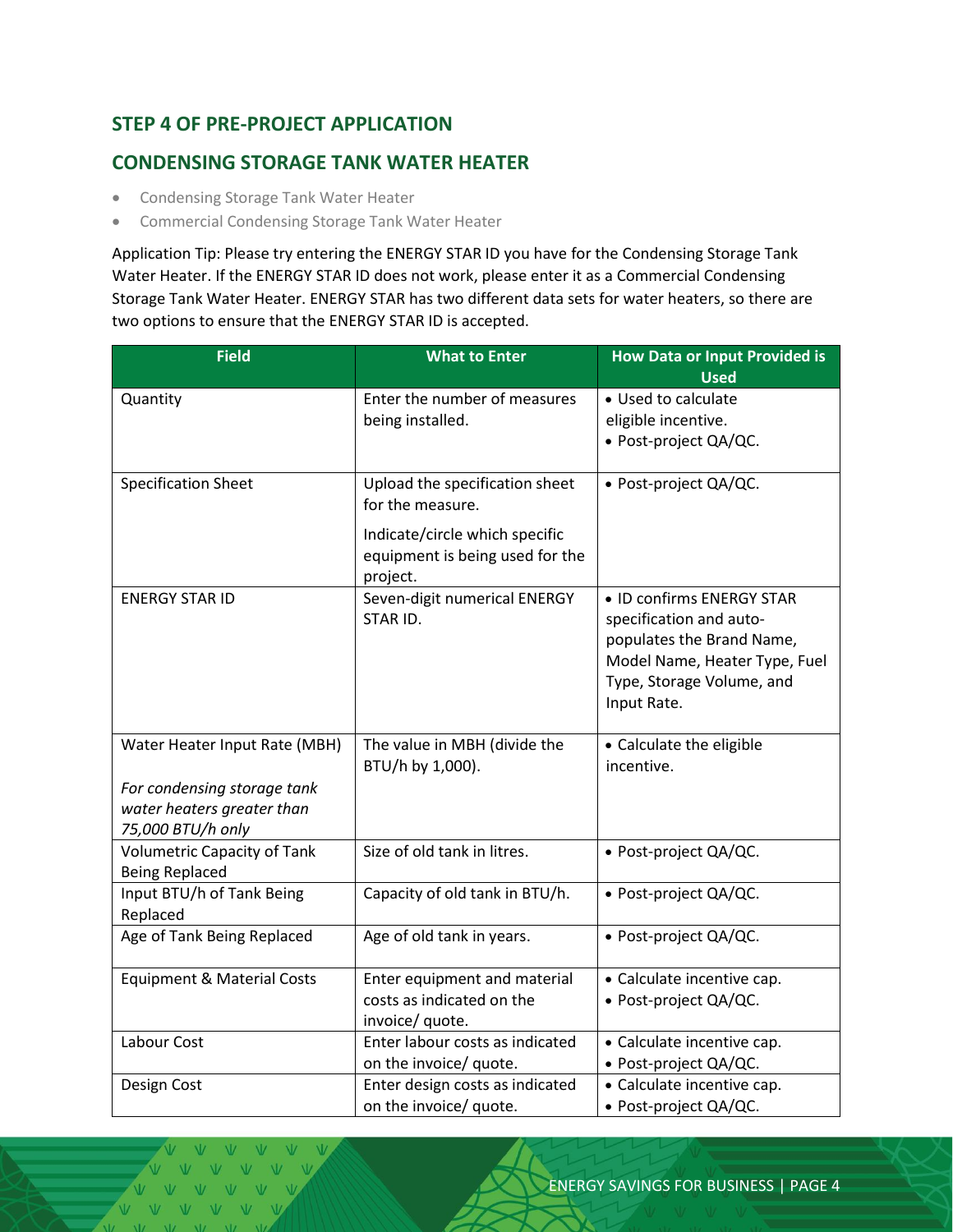## STEP 4 OF PRE-PROJECT APPLICATION

## CONDENSING STORAGE TANK WATER HEATER

- Condensing Storage Tank Water Heater
- Commercial Condensing Storage Tank Water Heater

Application Tip: Please try entering the ENERGY STAR ID you have for the Condensing Storage Tank Water Heater. If the ENERGY STAR ID does not work, please enter it as a Commercial Condensing Storage Tank Water Heater. ENERGY STAR has two different data sets for water heaters, so there are two options to ensure that the ENERGY STAR ID is accepted.

| Field | What to Enter | How Data or Input Provided is Used |
|---|---|---|
| Quantity | Enter the number of measures being installed. | • Used to calculate eligible incentive.<br>• Post-project QA/QC. |
| Specification Sheet | Upload the specification sheet for the measure.<br><br>Indicate/circle which specific equipment is being used for the project. | • Post-project QA/QC. |
| ENERGY STAR ID | Seven-digit numerical ENERGY STAR ID. | • ID confirms ENERGY STAR specification and auto-populates the Brand Name, Model Name, Heater Type, Fuel Type, Storage Volume, and Input Rate. |
| Water Heater Input Rate (MBH)<br><br>*For condensing storage tank water heaters greater than 75,000 BTU/h only* | The value in MBH (divide the BTU/h by 1,000). | • Calculate the eligible incentive. |
| Volumetric Capacity of Tank Being Replaced | Size of old tank in litres. | • Post-project QA/QC. |
| Input BTU/h of Tank Being Replaced | Capacity of old tank in BTU/h. | • Post-project QA/QC. |
| Age of Tank Being Replaced | Age of old tank in years. | • Post-project QA/QC. |
| Equipment & Material Costs | Enter equipment and material costs as indicated on the invoice/ quote. | • Calculate incentive cap.<br>• Post-project QA/QC. |
| Labour Cost | Enter labour costs as indicated on the invoice/ quote. | • Calculate incentive cap.<br>• Post-project QA/QC. |
| Design Cost | Enter design costs as indicated on the invoice/ quote. | • Calculate incentive cap.<br>• Post-project QA/QC. |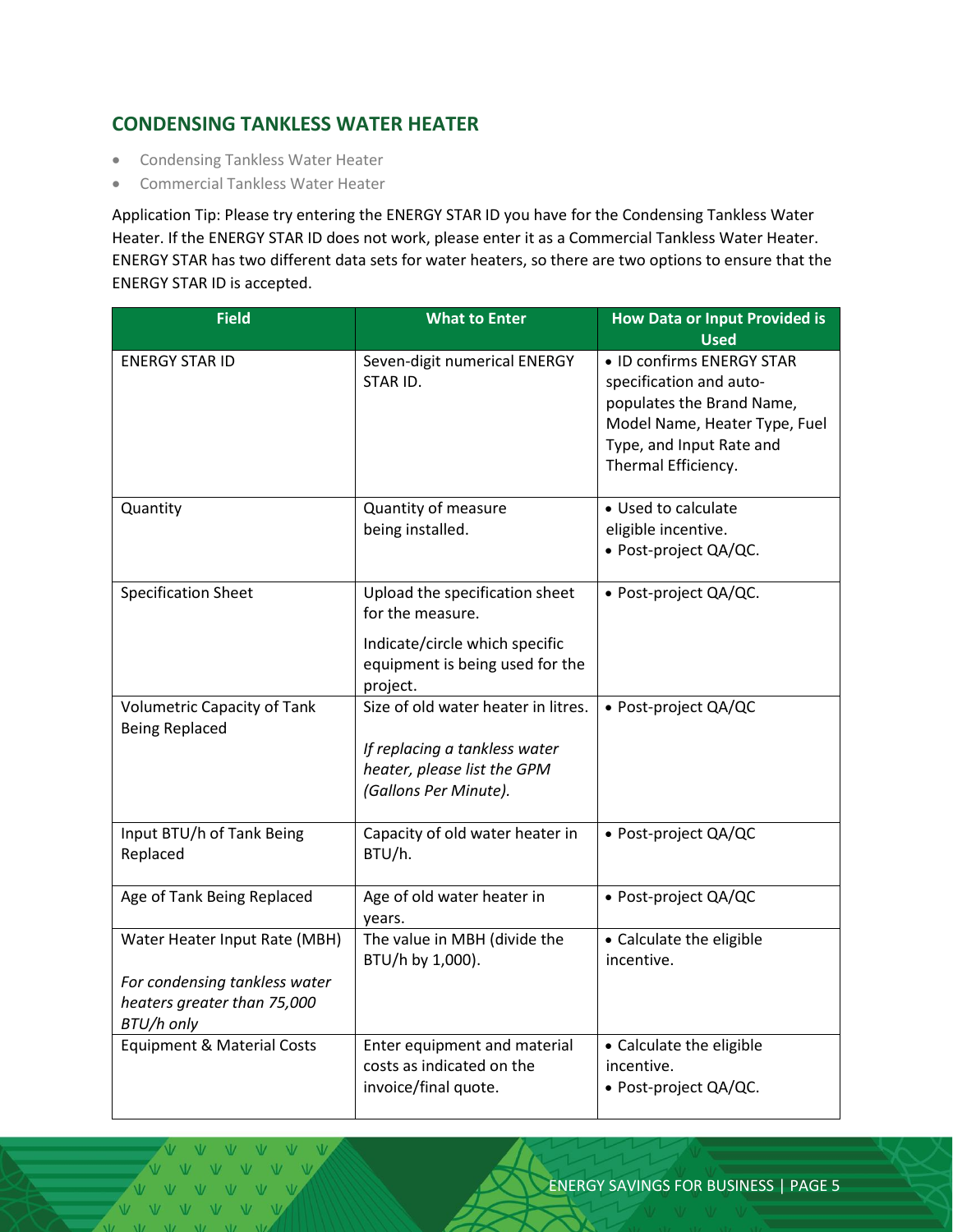## CONDENSING TANKLESS WATER HEATER

- Condensing Tankless Water Heater
- Commercial Tankless Water Heater

Application Tip: Please try entering the ENERGY STAR ID you have for the Condensing Tankless Water Heater. If the ENERGY STAR ID does not work, please enter it as a Commercial Tankless Water Heater. ENERGY STAR has two different data sets for water heaters, so there are two options to ensure that the ENERGY STAR ID is accepted.

| Field | What to Enter | How Data or Input Provided is Used |
|---|---|---|
| ENERGY STAR ID | Seven-digit numerical ENERGY STAR ID. | • ID confirms ENERGY STAR specification and auto-populates the Brand Name, Model Name, Heater Type, Fuel Type, and Input Rate and Thermal Efficiency. |
| Quantity | Quantity of measure being installed. | • Used to calculate eligible incentive.<br>• Post-project QA/QC. |
| Specification Sheet | Upload the specification sheet for the measure.<br><br>Indicate/circle which specific equipment is being used for the project. | • Post-project QA/QC. |
| Volumetric Capacity of Tank Being Replaced | Size of old water heater in litres.<br><br>*If replacing a tankless water heater, please list the GPM (Gallons Per Minute).* | • Post-project QA/QC |
| Input BTU/h of Tank Being Replaced | Capacity of old water heater in BTU/h. | • Post-project QA/QC |
| Age of Tank Being Replaced | Age of old water heater in years. | • Post-project QA/QC |
| Water Heater Input Rate (MBH)<br><br>*For condensing tankless water heaters greater than 75,000 BTU/h only* | The value in MBH (divide the BTU/h by 1,000). | • Calculate the eligible incentive. |
| Equipment & Material Costs | Enter equipment and material costs as indicated on the invoice/final quote. | • Calculate the eligible incentive.<br>• Post-project QA/QC. |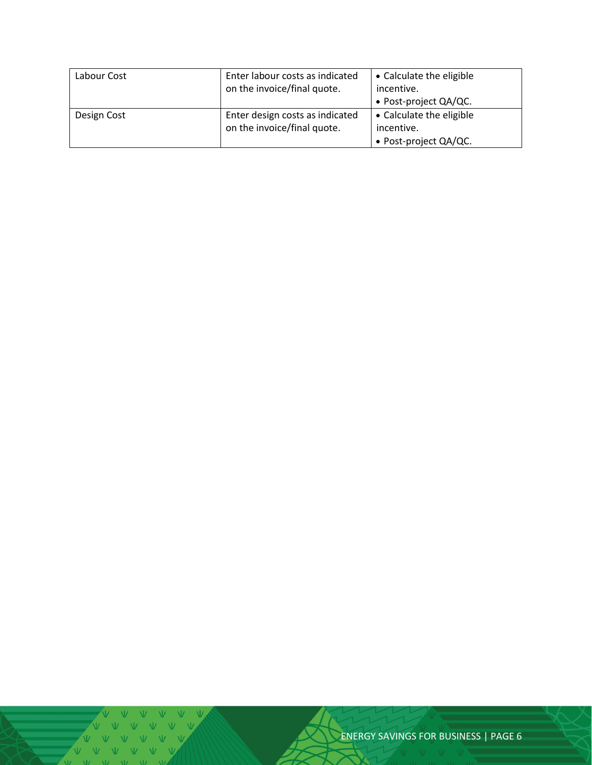| Labour Cost | Enter labour costs as indicated on the invoice/final quote. | • Calculate the eligible incentive.<br>• Post-project QA/QC. |
|---|---|---|
| Design Cost | Enter design costs as indicated on the invoice/final quote. | • Calculate the eligible incentive.<br>• Post-project QA/QC. |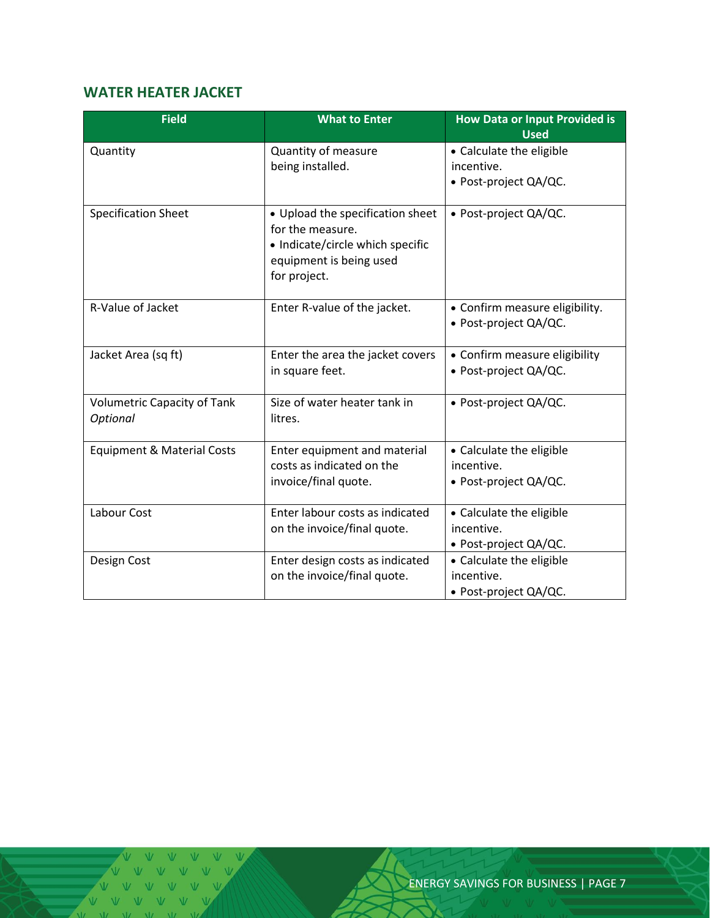## WATER HEATER JACKET

| Field | What to Enter | How Data or Input Provided is Used |
|---|---|---|
| Quantity | Quantity of measure being installed. | • Calculate the eligible incentive.<br>• Post-project QA/QC. |
| Specification Sheet | • Upload the specification sheet for the measure.<br>• Indicate/circle which specific equipment is being used for project. | • Post-project QA/QC. |
| R-Value of Jacket | Enter R-value of the jacket. | • Confirm measure eligibility.<br>• Post-project QA/QC. |
| Jacket Area (sq ft) | Enter the area the jacket covers in square feet. | • Confirm measure eligibility<br>• Post-project QA/QC. |
| Volumetric Capacity of Tank *Optional* | Size of water heater tank in litres. | • Post-project QA/QC. |
| Equipment & Material Costs | Enter equipment and material costs as indicated on the invoice/final quote. | • Calculate the eligible incentive.<br>• Post-project QA/QC. |
| Labour Cost | Enter labour costs as indicated on the invoice/final quote. | • Calculate the eligible incentive.<br>• Post-project QA/QC. |
| Design Cost | Enter design costs as indicated on the invoice/final quote. | • Calculate the eligible incentive.<br>• Post-project QA/QC. |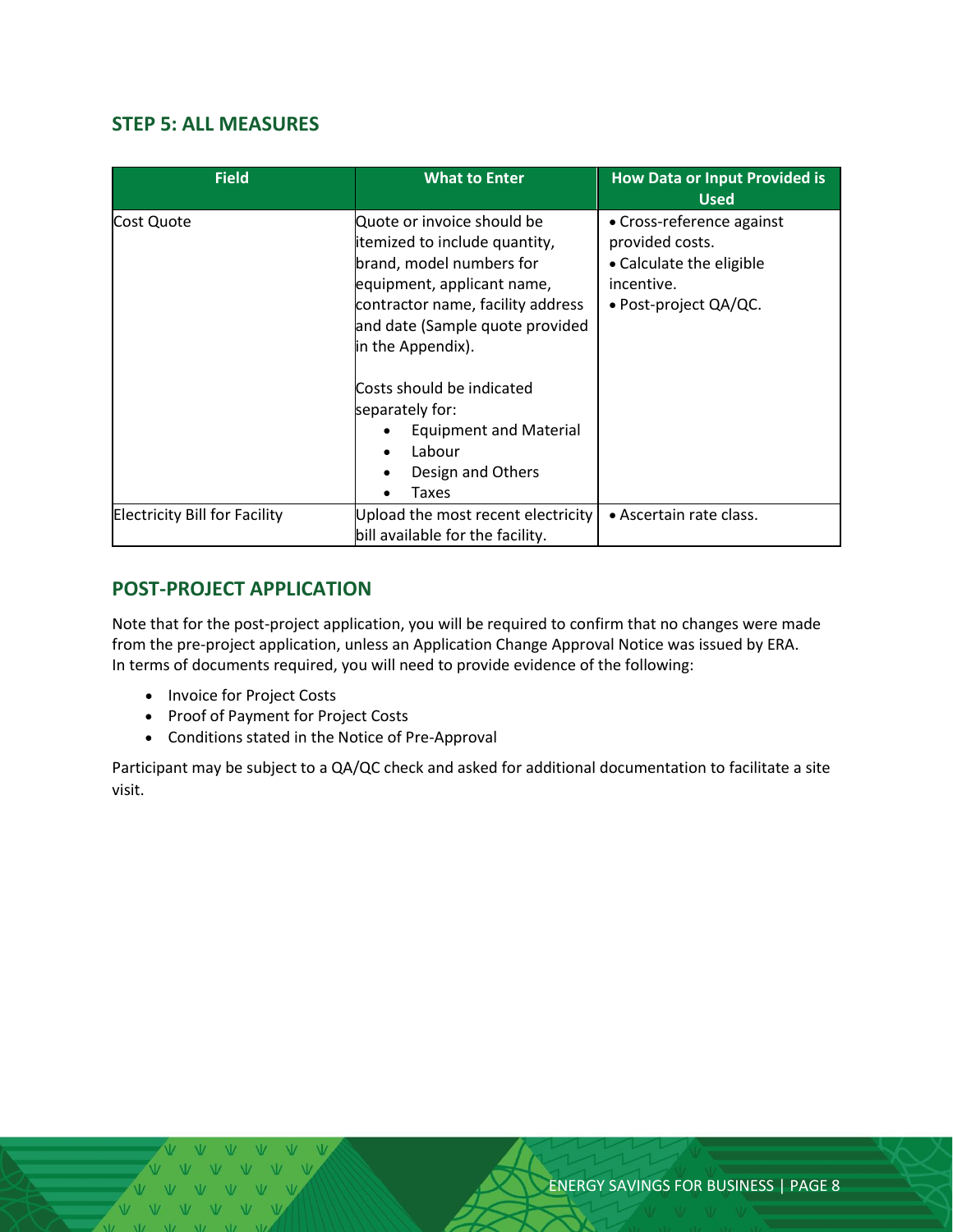## STEP 5: ALL MEASURES

| Field | What to Enter | How Data or Input Provided is Used |
|---|---|---|
| Cost Quote | Quote or invoice should be itemized to include quantity, brand, model numbers for equipment, applicant name, contractor name, facility address and date (Sample quote provided in the Appendix).<br><br>Costs should be indicated separately for:<br>• Equipment and Material<br>• Labour<br>• Design and Others<br>• Taxes | • Cross-reference against provided costs.<br>• Calculate the eligible incentive.<br>• Post-project QA/QC. |
| Electricity Bill for Facility | Upload the most recent electricity bill available for the facility. | • Ascertain rate class. |

## POST-PROJECT APPLICATION

Note that for the post-project application, you will be required to confirm that no changes were made from the pre-project application, unless an Application Change Approval Notice was issued by ERA. In terms of documents required, you will need to provide evidence of the following:

- Invoice for Project Costs
- Proof of Payment for Project Costs
- Conditions stated in the Notice of Pre-Approval

Participant may be subject to a QA/QC check and asked for additional documentation to facilitate a site visit.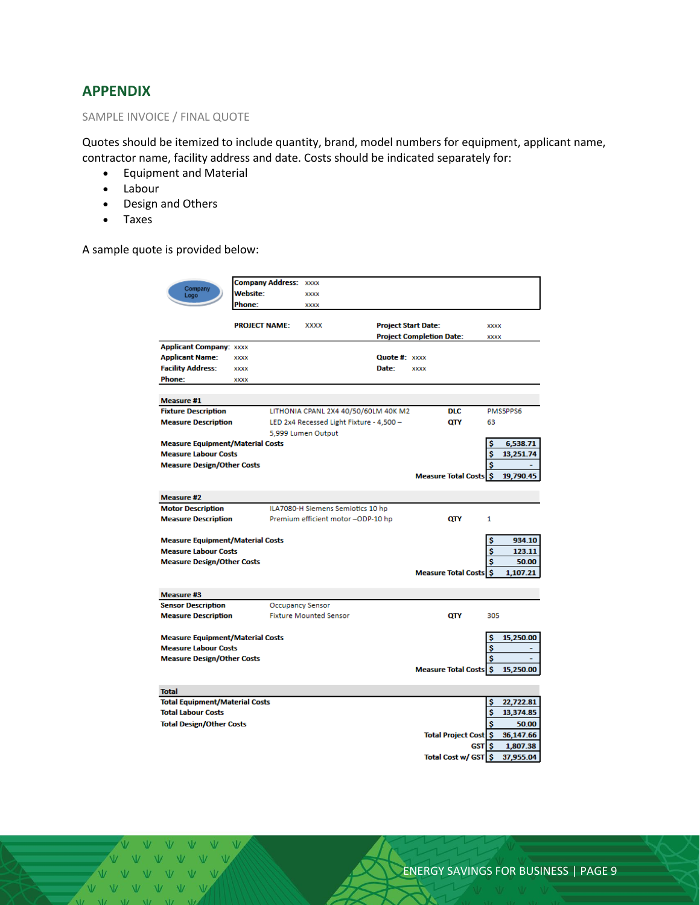## APPENDIX

SAMPLE INVOICE / FINAL QUOTE

Quotes should be itemized to include quantity, brand, model numbers for equipment, applicant name, contractor name, facility address and date. Costs should be indicated separately for:

- Equipment and Material
- Labour
- Design and Others
- Taxes

A sample quote is provided below:

Company Logo

**Company Address:** xxxx
**Website:** xxxx
**Phone:** xxxx

**PROJECT NAME:** XXXX

**Project Start Date:** xxxx
**Project Completion Date:** xxxx

**Applicant Company:** xxxx
**Applicant Name:** xxxx
**Facility Address:** xxxx
**Phone:** xxxx

**Quote #:** xxxx
**Date:** xxxx

| | | | | |
|---|---|---|---|---|
| **Measure #1** | | | | |
| **Fixture Description** | LITHONIA CPANL 2X4 40/50/60LM 40K M2 | **DLC** | PMS5PPS6 | |
| **Measure Description** | LED 2x4 Recessed Light Fixture - 4,500 – 5,999 Lumen Output | **QTY** | 63 | |
| **Measure Equipment/Material Costs** | | | | $ 6,538.71 |
| **Measure Labour Costs** | | | | $ 13,251.74 |
| **Measure Design/Other Costs** | | | | $ - |
| | | | **Measure Total Costs** | $ 19,790.45 |
| **Measure #2** | | | | |
| **Motor Description** | ILA7080-H Siemens Semiotics 10 hp | | | |
| **Measure Description** | Premium efficient motor –ODP-10 hp | **QTY** | 1 | |
| **Measure Equipment/Material Costs** | | | | $ 934.10 |
| **Measure Labour Costs** | | | | $ 123.11 |
| **Measure Design/Other Costs** | | | | $ 50.00 |
| | | | **Measure Total Costs** | $ 1,107.21 |
| **Measure #3** | | | | |
| **Sensor Description** | Occupancy Sensor | | | |
| **Measure Description** | Fixture Mounted Sensor | **QTY** | 305 | |
| **Measure Equipment/Material Costs** | | | | $ 15,250.00 |
| **Measure Labour Costs** | | | | $ - |
| **Measure Design/Other Costs** | | | | $ - |
| | | | **Measure Total Costs** | $ 15,250.00 |
| **Total** | | | | |
| **Total Equipment/Material Costs** | | | | $ 22,722.81 |
| **Total Labour Costs** | | | | $ 13,374.85 |
| **Total Design/Other Costs** | | | | $ 50.00 |
| | | | **Total Project Cost** | $ 36,147.66 |
| | | | **GST** | $ 1,807.38 |
| | | | **Total Cost w/ GST** | $ 37,955.04 |